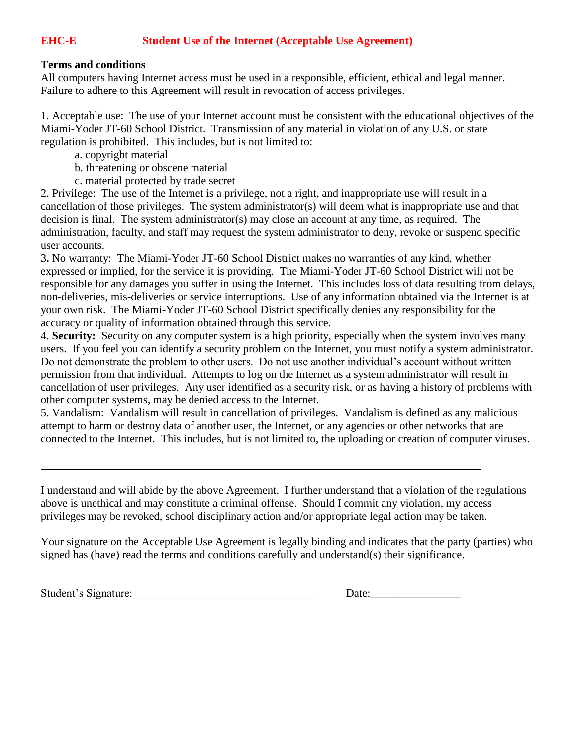# EHC-E Student Use of the Internet (Acceptable Use Agreement)

**Terms and conditions**

All computers having Internet access must be used in a responsible, efficient, ethical and legal manner. Failure to adhere to this Agreement will result in revocation of access privileges.

1. Acceptable use: The use of your Internet account must be consistent with the educational objectives of the Miami-Yoder JT-60 School District. Transmission of any material in violation of any U.S. or state regulation is prohibited. This includes, but is not limited to:
   a. copyright material
   b. threatening or obscene material
   c. material protected by trade secret
2. Privilege: The use of the Internet is a privilege, not a right, and inappropriate use will result in a cancellation of those privileges. The system administrator(s) will deem what is inappropriate use and that decision is final. The system administrator(s) may close an account at any time, as required. The administration, faculty, and staff may request the system administrator to deny, revoke or suspend specific user accounts.
3. No warranty: The Miami-Yoder JT-60 School District makes no warranties of any kind, whether expressed or implied, for the service it is providing. The Miami-Yoder JT-60 School District will not be responsible for any damages you suffer in using the Internet. This includes loss of data resulting from delays, non-deliveries, mis-deliveries or service interruptions. Use of any information obtained via the Internet is at your own risk. The Miami-Yoder JT-60 School District specifically denies any responsibility for the accuracy or quality of information obtained through this service.
4. **Security:** Security on any computer system is a high priority, especially when the system involves many users. If you feel you can identify a security problem on the Internet, you must notify a system administrator. Do not demonstrate the problem to other users. Do not use another individual's account without written permission from that individual. Attempts to log on the Internet as a system administrator will result in cancellation of user privileges. Any user identified as a security risk, or as having a history of problems with other computer systems, may be denied access to the Internet.
5. Vandalism: Vandalism will result in cancellation of privileges. Vandalism is defined as any malicious attempt to harm or destroy data of another user, the Internet, or any agencies or other networks that are connected to the Internet. This includes, but is not limited to, the uploading or creation of computer viruses.

---

I understand and will abide by the above Agreement. I further understand that a violation of the regulations above is unethical and may constitute a criminal offense. Should I commit any violation, my access privileges may be revoked, school disciplinary action and/or appropriate legal action may be taken.

Your signature on the Acceptable Use Agreement is legally binding and indicates that the party (parties) who signed has (have) read the terms and conditions carefully and understand(s) their significance.

Student's Signature:______________________________ Date:________________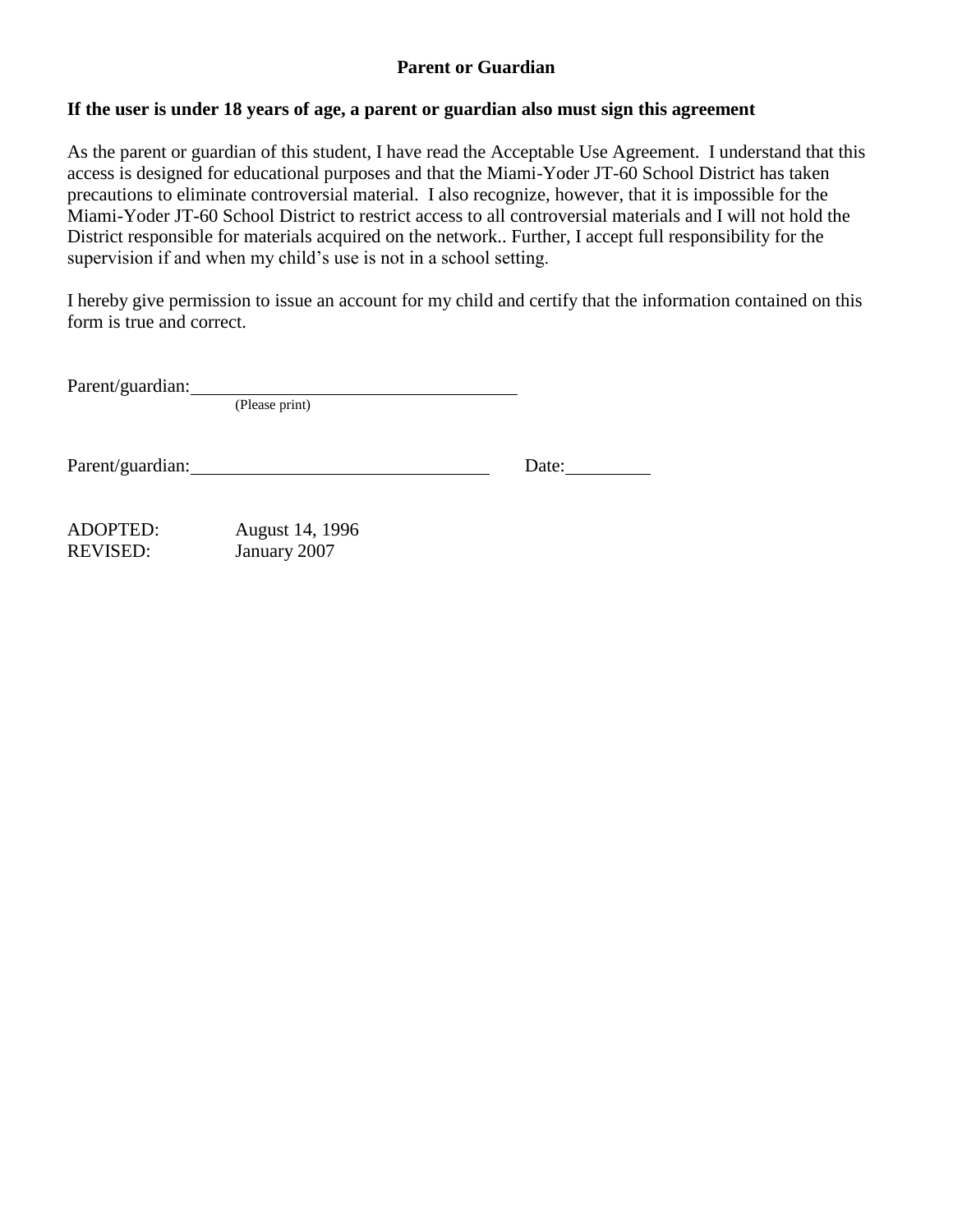**Parent or Guardian**

**If the user is under 18 years of age, a parent or guardian also must sign this agreement**

As the parent or guardian of this student, I have read the Acceptable Use Agreement. I understand that this access is designed for educational purposes and that the Miami-Yoder JT-60 School District has taken precautions to eliminate controversial material. I also recognize, however, that it is impossible for the Miami-Yoder JT-60 School District to restrict access to all controversial materials and I will not hold the District responsible for materials acquired on the network.. Further, I accept full responsibility for the supervision if and when my child's use is not in a school setting.

I hereby give permission to issue an account for my child and certify that the information contained on this form is true and correct.

Parent/guardian:\_\_\_\_\_\_\_\_\_\_\_\_\_\_\_\_\_\_\_\_\_\_\_\_\_\_\_\_\_\_\_\_\_\_\_\_
(Please print)

Parent/guardian:\_\_\_\_\_\_\_\_\_\_\_\_\_\_\_\_\_\_\_\_\_\_\_\_\_\_\_\_\_\_\_\_ Date:\_\_\_\_\_\_\_\_\_

ADOPTED: August 14, 1996
REVISED: January 2007